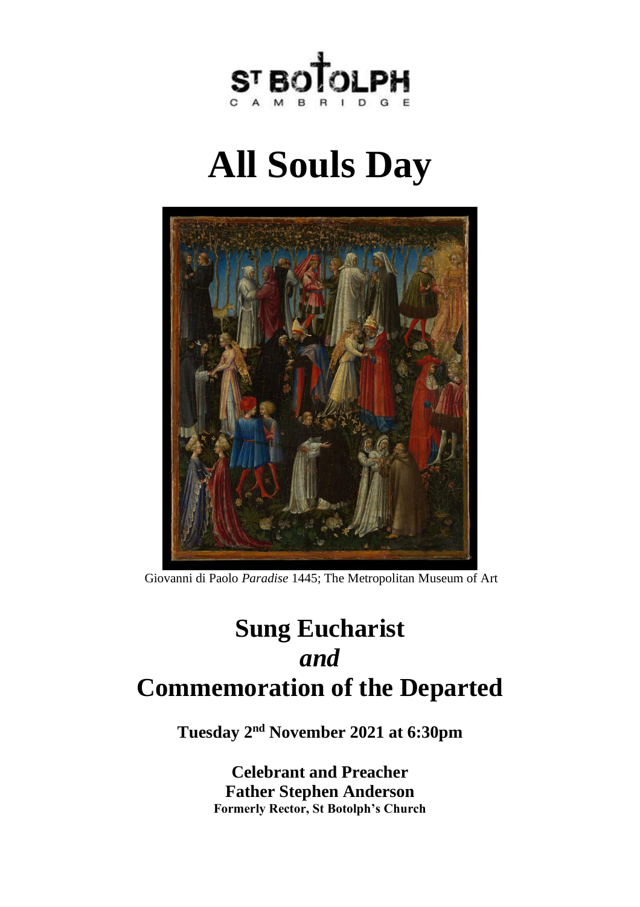ST BOTOLPH
CAMBRIDGE

# All Souls Day

Giovanni di Paolo *Paradise* 1445; The Metropolitan Museum of Art

## Sung Eucharist
## *and*
## Commemoration of the Departed

**Tuesday 2nd November 2021 at 6:30pm**

**Celebrant and Preacher**
**Father Stephen Anderson**
**Formerly Rector, St Botolph's Church**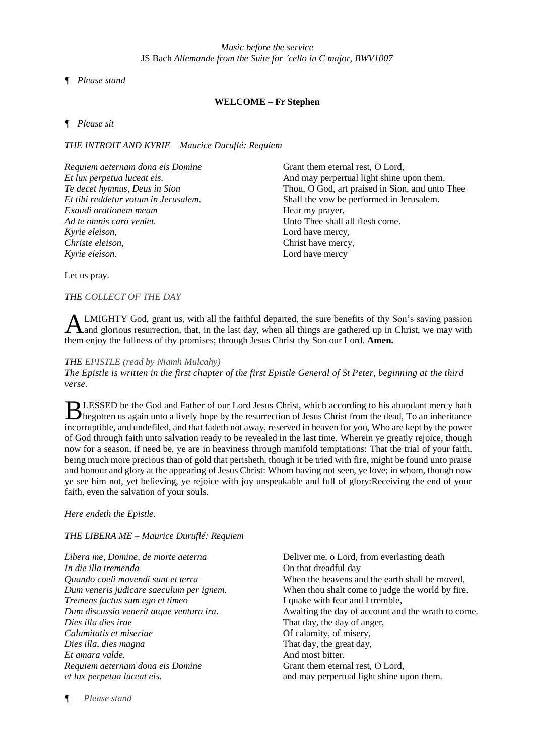*Music before the service*
JS Bach *Allemande from the Suite for 'cello in C major, BWV1007*

¶ *Please stand*

**WELCOME – Fr Stephen**

¶ *Please sit*

*THE INTROIT AND KYRIE – Maurice Duruflé: Requiem*

| | |
|---|---|
| *Requiem aeternam dona eis Domine* | Grant them eternal rest, O Lord, |
| *Et lux perpetua luceat eis.* | And may perpertual light shine upon them. |
| *Te decet hymnus, Deus in Sion* | Thou, O God, art praised in Sion, and unto Thee |
| *Et tibi reddetur votum in Jerusalem.* | Shall the vow be performed in Jerusalem. |
| *Exaudi orationem meam* | Hear my prayer, |
| *Ad te omnis caro veniet.* | Unto Thee shall all flesh come. |
| *Kyrie eleison,* | Lord have mercy, |
| *Christe eleison,* | Christ have mercy, |
| *Kyrie eleison.* | Lord have mercy |

Let us pray.

*THE COLLECT OF THE DAY*

ALMIGHTY God, grant us, with all the faithful departed, the sure benefits of thy Son's saving passion and glorious resurrection, that, in the last day, when all things are gathered up in Christ, we may with them enjoy the fullness of thy promises; through Jesus Christ thy Son our Lord. **Amen.**

*THE EPISTLE (read by Niamh Mulcahy)*
*The Epistle is written in the first chapter of the first Epistle General of St Peter, beginning at the third verse.*

BLESSED be the God and Father of our Lord Jesus Christ, which according to his abundant mercy hath begotten us again unto a lively hope by the resurrection of Jesus Christ from the dead, To an inheritance incorruptible, and undefiled, and that fadeth not away, reserved in heaven for you, Who are kept by the power of God through faith unto salvation ready to be revealed in the last time. Wherein ye greatly rejoice, though now for a season, if need be, ye are in heaviness through manifold temptations: That the trial of your faith, being much more precious than of gold that perisheth, though it be tried with fire, might be found unto praise and honour and glory at the appearing of Jesus Christ: Whom having not seen, ye love; in whom, though now ye see him not, yet believing, ye rejoice with joy unspeakable and full of glory:Receiving the end of your faith, even the salvation of your souls.

*Here endeth the Epistle.*

*THE LIBERA ME – Maurice Duruflé: Requiem*

| | |
|---|---|
| *Libera me, Domine, de morte aeterna* | Deliver me, o Lord, from everlasting death |
| *In die illa tremenda* | On that dreadful day |
| *Quando coeli movendi sunt et terra* | When the heavens and the earth shall be moved, |
| *Dum veneris judicare saeculum per ignem.* | When thou shalt come to judge the world by fire. |
| *Tremens factus sum ego et timeo* | I quake with fear and I tremble, |
| *Dum discussio venerit atque ventura ira.* | Awaiting the day of account and the wrath to come. |
| *Dies illa dies irae* | That day, the day of anger, |
| *Calamitatis et miseriae* | Of calamity, of misery, |
| *Dies illa, dies magna* | That day, the great day, |
| *Et amara valde.* | And most bitter. |
| *Requiem aeternam dona eis Domine* | Grant them eternal rest, O Lord, |
| *et lux perpetua luceat eis.* | and may perpertual light shine upon them. |

¶ *Please stand*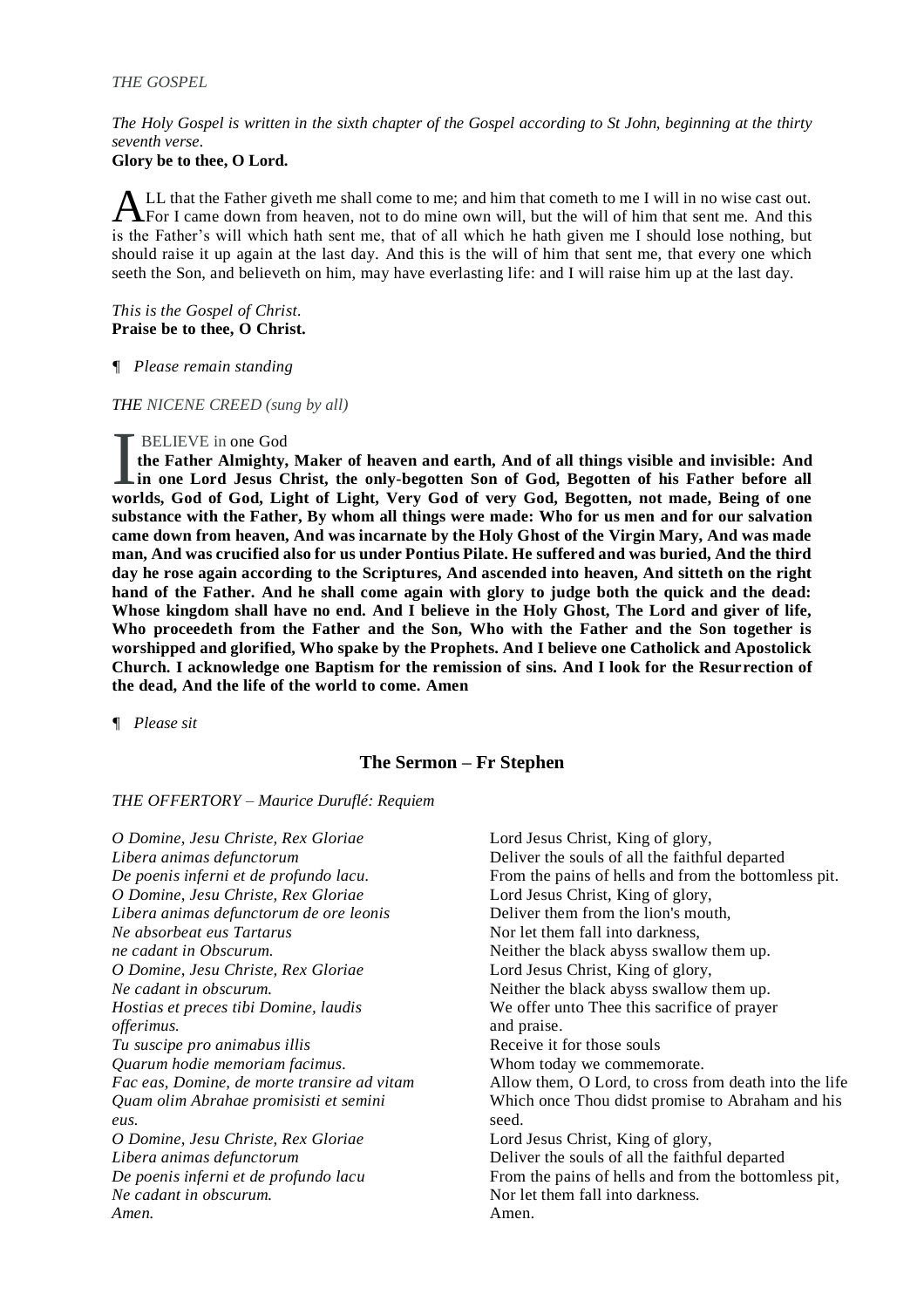*THE GOSPEL*

*The Holy Gospel is written in the sixth chapter of the Gospel according to St John, beginning at the thirty seventh verse.*
**Glory be to thee, O Lord.**

ALL that the Father giveth me shall come to me; and him that cometh to me I will in no wise cast out. For I came down from heaven, not to do mine own will, but the will of him that sent me. And this is the Father's will which hath sent me, that of all which he hath given me I should lose nothing, but should raise it up again at the last day. And this is the will of him that sent me, that every one which seeth the Son, and believeth on him, may have everlasting life: and I will raise him up at the last day.

*This is the Gospel of Christ.*
**Praise be to thee, O Christ.**

¶ *Please remain standing*

***THE** NICENE CREED (sung by all)*

I BELIEVE in one God
**the Father Almighty, Maker of heaven and earth, And of all things visible and invisible: And in one Lord Jesus Christ, the only-begotten Son of God, Begotten of his Father before all worlds, God of God, Light of Light, Very God of very God, Begotten, not made, Being of one substance with the Father, By whom all things were made: Who for us men and for our salvation came down from heaven, And was incarnate by the Holy Ghost of the Virgin Mary, And was made man, And was crucified also for us under Pontius Pilate. He suffered and was buried, And the third day he rose again according to the Scriptures, And ascended into heaven, And sitteth on the right hand of the Father. And he shall come again with glory to judge both the quick and the dead: Whose kingdom shall have no end. And I believe in the Holy Ghost, The Lord and giver of life, Who proceedeth from the Father and the Son, Who with the Father and the Son together is worshipped and glorified, Who spake by the Prophets. And I believe one Catholick and Apostolick Church. I acknowledge one Baptism for the remission of sins. And I look for the Resurrection of the dead, And the life of the world to come. Amen**

¶ *Please sit*

## The Sermon – Fr Stephen

*THE OFFERTORY – Maurice Duruflé: Requiem*

| | |
|---|---|
| *O Domine, Jesu Christe, Rex Gloriae* | Lord Jesus Christ, King of glory, |
| *Libera animas defunctorum* | Deliver the souls of all the faithful departed |
| *De poenis inferni et de profundo lacu.* | From the pains of hells and from the bottomless pit. |
| *O Domine, Jesu Christe, Rex Gloriae* | Lord Jesus Christ, King of glory, |
| *Libera animas defunctorum de ore leonis* | Deliver them from the lion's mouth, |
| *Ne absorbeat eus Tartarus* | Nor let them fall into darkness, |
| *ne cadant in Obscurum.* | Neither the black abyss swallow them up. |
| *O Domine, Jesu Christe, Rex Gloriae* | Lord Jesus Christ, King of glory, |
| *Ne cadant in obscurum.* | Neither the black abyss swallow them up. |
| *Hostias et preces tibi Domine, laudis offerimus.* | We offer unto Thee this sacrifice of prayer and praise. |
| *Tu suscipe pro animabus illis* | Receive it for those souls |
| *Quarum hodie memoriam facimus.* | Whom today we commemorate. |
| *Fac eas, Domine, de morte transire ad vitam* | Allow them, O Lord, to cross from death into the life |
| *Quam olim Abrahae promisisti et semini eus.* | Which once Thou didst promise to Abraham and his seed. |
| *O Domine, Jesu Christe, Rex Gloriae* | Lord Jesus Christ, King of glory, |
| *Libera animas defunctorum* | Deliver the souls of all the faithful departed |
| *De poenis inferni et de profundo lacu* | From the pains of hells and from the bottomless pit, |
| *Ne cadant in obscurum.* | Nor let them fall into darkness. |
| *Amen.* | Amen. |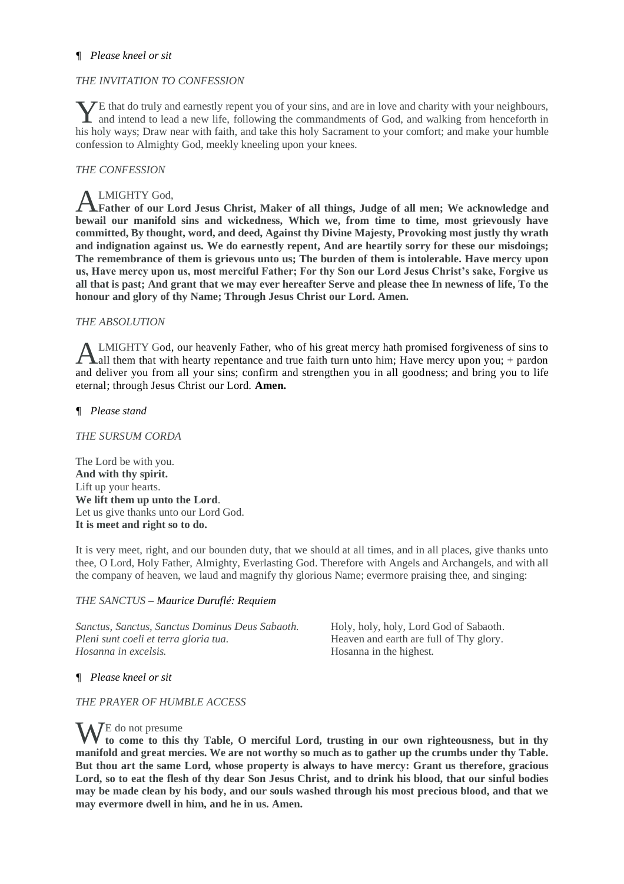¶ *Please kneel or sit*

*THE INVITATION TO CONFESSION*

YE that do truly and earnestly repent you of your sins, and are in love and charity with your neighbours, and intend to lead a new life, following the commandments of God, and walking from henceforth in his holy ways; Draw near with faith, and take this holy Sacrament to your comfort; and make your humble confession to Almighty God, meekly kneeling upon your knees.

*THE CONFESSION*

ALMIGHTY God,
**Father of our Lord Jesus Christ, Maker of all things, Judge of all men; We acknowledge and bewail our manifold sins and wickedness, Which we, from time to time, most grievously have committed, By thought, word, and deed, Against thy Divine Majesty, Provoking most justly thy wrath and indignation against us. We do earnestly repent, And are heartily sorry for these our misdoings; The remembrance of them is grievous unto us; The burden of them is intolerable. Have mercy upon us, Have mercy upon us, most merciful Father; For thy Son our Lord Jesus Christ's sake, Forgive us all that is past; And grant that we may ever hereafter Serve and please thee In newness of life, To the honour and glory of thy Name; Through Jesus Christ our Lord. Amen.**

*THE ABSOLUTION*

ALMIGHTY God, our heavenly Father, who of his great mercy hath promised forgiveness of sins to all them that with hearty repentance and true faith turn unto him; Have mercy upon you; + pardon and deliver you from all your sins; confirm and strengthen you in all goodness; and bring you to life eternal; through Jesus Christ our Lord. **Amen.**

¶ *Please stand*

*THE SURSUM CORDA*

The Lord be with you.
**And with thy spirit.**
Lift up your hearts.
**We lift them up unto the Lord**.
Let us give thanks unto our Lord God.
**It is meet and right so to do.**

It is very meet, right, and our bounden duty, that we should at all times, and in all places, give thanks unto thee, O Lord, Holy Father, Almighty, Everlasting God. Therefore with Angels and Archangels, and with all the company of heaven, we laud and magnify thy glorious Name; evermore praising thee, and singing:

*THE SANCTUS – Maurice Duruflé: Requiem*

| | |
|---|---|
| *Sanctus, Sanctus, Sanctus Dominus Deus Sabaoth.* | Holy, holy, holy, Lord God of Sabaoth. |
| *Pleni sunt coeli et terra gloria tua.* | Heaven and earth are full of Thy glory. |
| *Hosanna in excelsis.* | Hosanna in the highest. |

¶ *Please kneel or sit*

*THE PRAYER OF HUMBLE ACCESS*

WE do not presume
**to come to this thy Table, O merciful Lord, trusting in our own righteousness, but in thy manifold and great mercies. We are not worthy so much as to gather up the crumbs under thy Table. But thou art the same Lord, whose property is always to have mercy: Grant us therefore, gracious Lord, so to eat the flesh of thy dear Son Jesus Christ, and to drink his blood, that our sinful bodies may be made clean by his body, and our souls washed through his most precious blood, and that we may evermore dwell in him, and he in us. Amen.**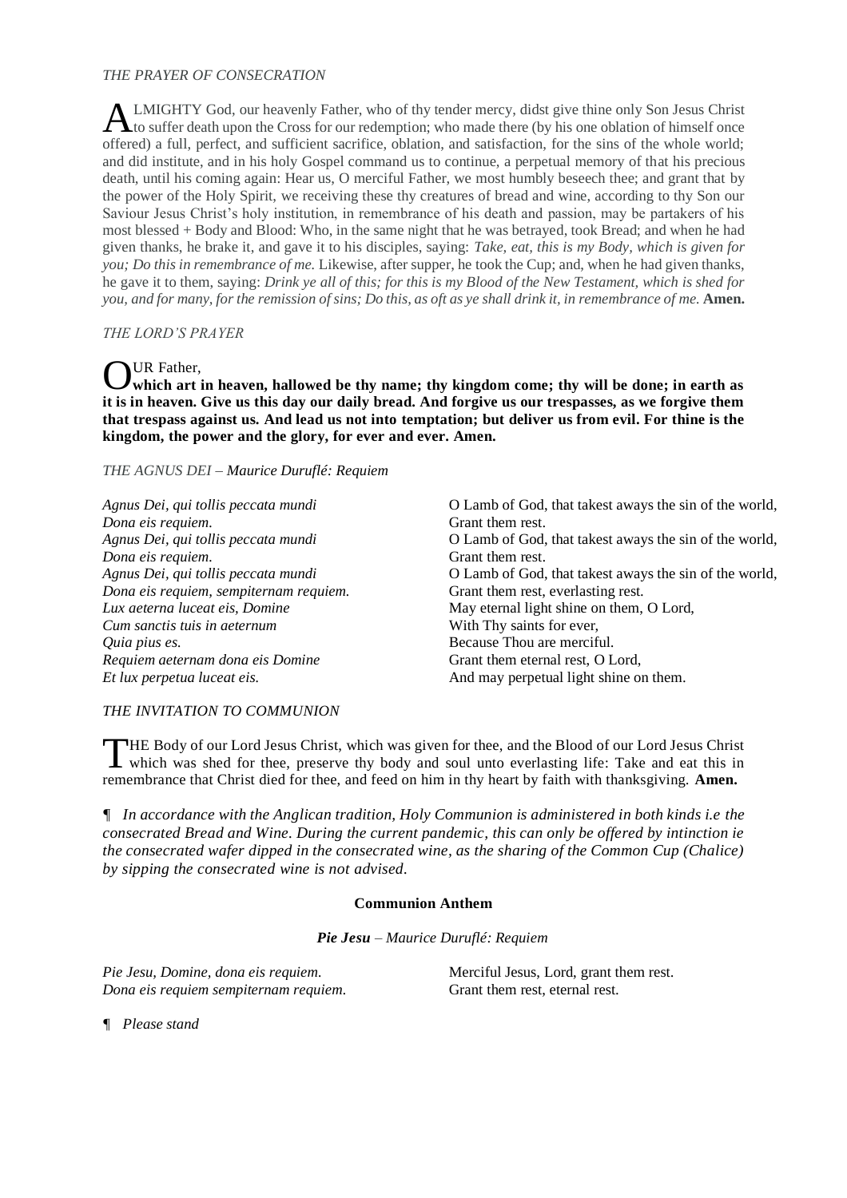*THE PRAYER OF CONSECRATION*

ALMIGHTY God, our heavenly Father, who of thy tender mercy, didst give thine only Son Jesus Christ to suffer death upon the Cross for our redemption; who made there (by his one oblation of himself once offered) a full, perfect, and sufficient sacrifice, oblation, and satisfaction, for the sins of the whole world; and did institute, and in his holy Gospel command us to continue, a perpetual memory of that his precious death, until his coming again: Hear us, O merciful Father, we most humbly beseech thee; and grant that by the power of the Holy Spirit, we receiving these thy creatures of bread and wine, according to thy Son our Saviour Jesus Christ's holy institution, in remembrance of his death and passion, may be partakers of his most blessed + Body and Blood: Who, in the same night that he was betrayed, took Bread; and when he had given thanks, he brake it, and gave it to his disciples, saying: *Take, eat, this is my Body, which is given for you; Do this in remembrance of me.* Likewise, after supper, he took the Cup; and, when he had given thanks, he gave it to them, saying: *Drink ye all of this; for this is my Blood of the New Testament, which is shed for you, and for many, for the remission of sins; Do this, as oft as ye shall drink it, in remembrance of me.* **Amen.**

*THE LORD'S PRAYER*

OUR Father,
**which art in heaven, hallowed be thy name; thy kingdom come; thy will be done; in earth as it is in heaven. Give us this day our daily bread. And forgive us our trespasses, as we forgive them that trespass against us. And lead us not into temptation; but deliver us from evil. For thine is the kingdom, the power and the glory, for ever and ever. Amen.**

*THE AGNUS DEI – Maurice Duruflé: Requiem*

| | |
|---|---|
| *Agnus Dei, qui tollis peccata mundi* | O Lamb of God, that takest aways the sin of the world, |
| *Dona eis requiem.* | Grant them rest. |
| *Agnus Dei, qui tollis peccata mundi* | O Lamb of God, that takest aways the sin of the world, |
| *Dona eis requiem.* | Grant them rest. |
| *Agnus Dei, qui tollis peccata mundi* | O Lamb of God, that takest aways the sin of the world, |
| *Dona eis requiem, sempiternam requiem.* | Grant them rest, everlasting rest. |
| *Lux aeterna luceat eis, Domine* | May eternal light shine on them, O Lord, |
| *Cum sanctis tuis in aeternum* | With Thy saints for ever, |
| *Quia pius es.* | Because Thou are merciful. |
| *Requiem aeternam dona eis Domine* | Grant them eternal rest, O Lord, |
| *Et lux perpetua luceat eis.* | And may perpetual light shine on them. |

*THE INVITATION TO COMMUNION*

THE Body of our Lord Jesus Christ, which was given for thee, and the Blood of our Lord Jesus Christ which was shed for thee, preserve thy body and soul unto everlasting life: Take and eat this in remembrance that Christ died for thee, and feed on him in thy heart by faith with thanksgiving. **Amen.**

¶ *In accordance with the Anglican tradition, Holy Communion is administered in both kinds i.e the consecrated Bread and Wine. During the current pandemic, this can only be offered by intinction ie the consecrated wafer dipped in the consecrated wine, as the sharing of the Common Cup (Chalice) by sipping the consecrated wine is not advised.*

**Communion Anthem**

***Pie Jesu*** *– Maurice Duruflé: Requiem*

| | |
|---|---|
| *Pie Jesu, Domine, dona eis requiem.* | Merciful Jesus, Lord, grant them rest. |
| *Dona eis requiem sempiternam requiem.* | Grant them rest, eternal rest. |

¶ *Please stand*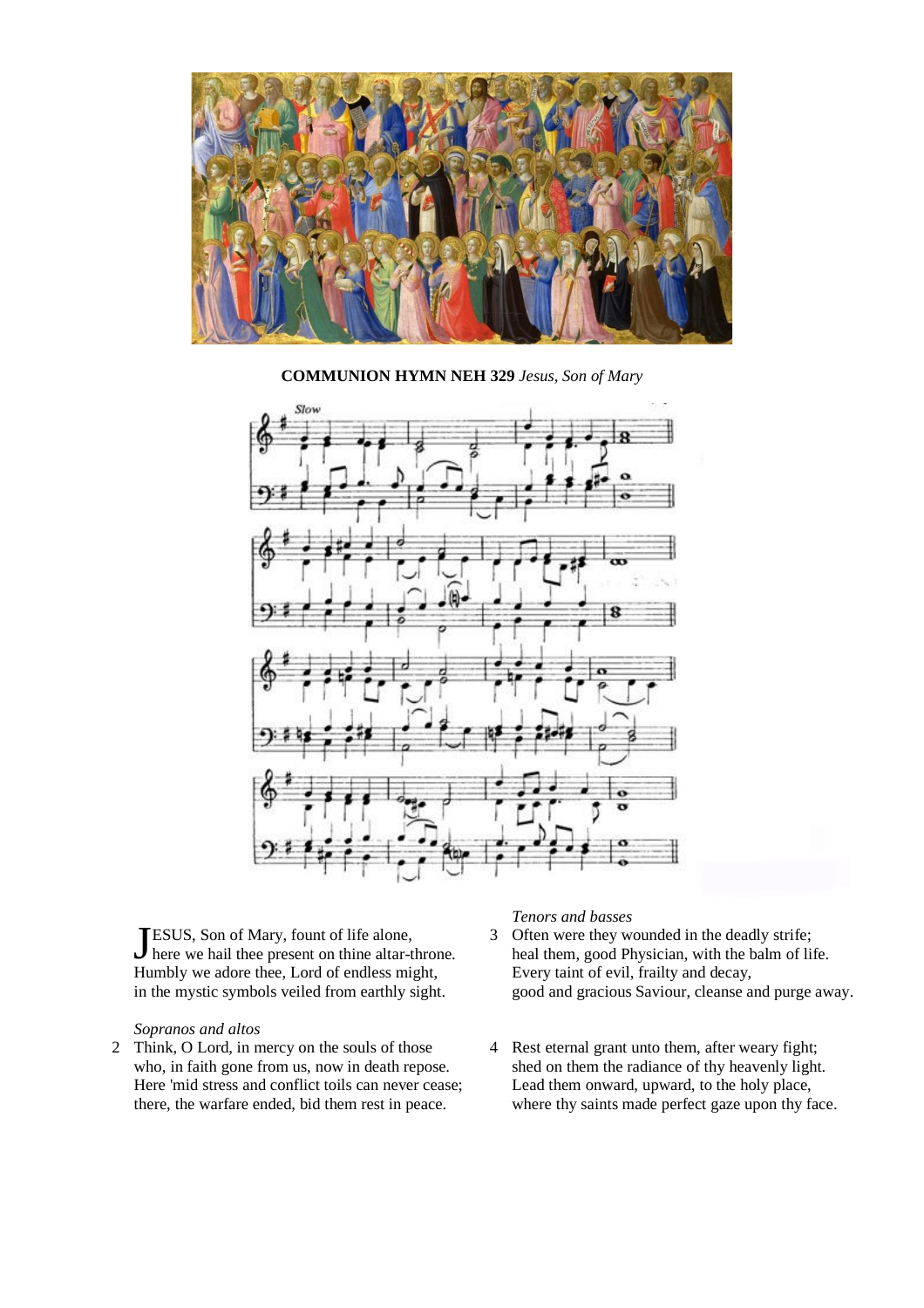**COMMUNION HYMN NEH 329** *Jesus, Son of Mary*

JESUS, Son of Mary, fount of life alone,
here we hail thee present on thine altar-throne.
Humbly we adore thee, Lord of endless might,
in the mystic symbols veiled from earthly sight.

*Sopranos and altos*

2 Think, O Lord, in mercy on the souls of those
who, in faith gone from us, now in death repose.
Here 'mid stress and conflict toils can never cease;
there, the warfare ended, bid them rest in peace.

*Tenors and basses*

3 Often were they wounded in the deadly strife;
heal them, good Physician, with the balm of life.
Every taint of evil, frailty and decay,
good and gracious Saviour, cleanse and purge away.

4 Rest eternal grant unto them, after weary fight;
shed on them the radiance of thy heavenly light.
Lead them onward, upward, to the holy place,
where thy saints made perfect gaze upon thy face.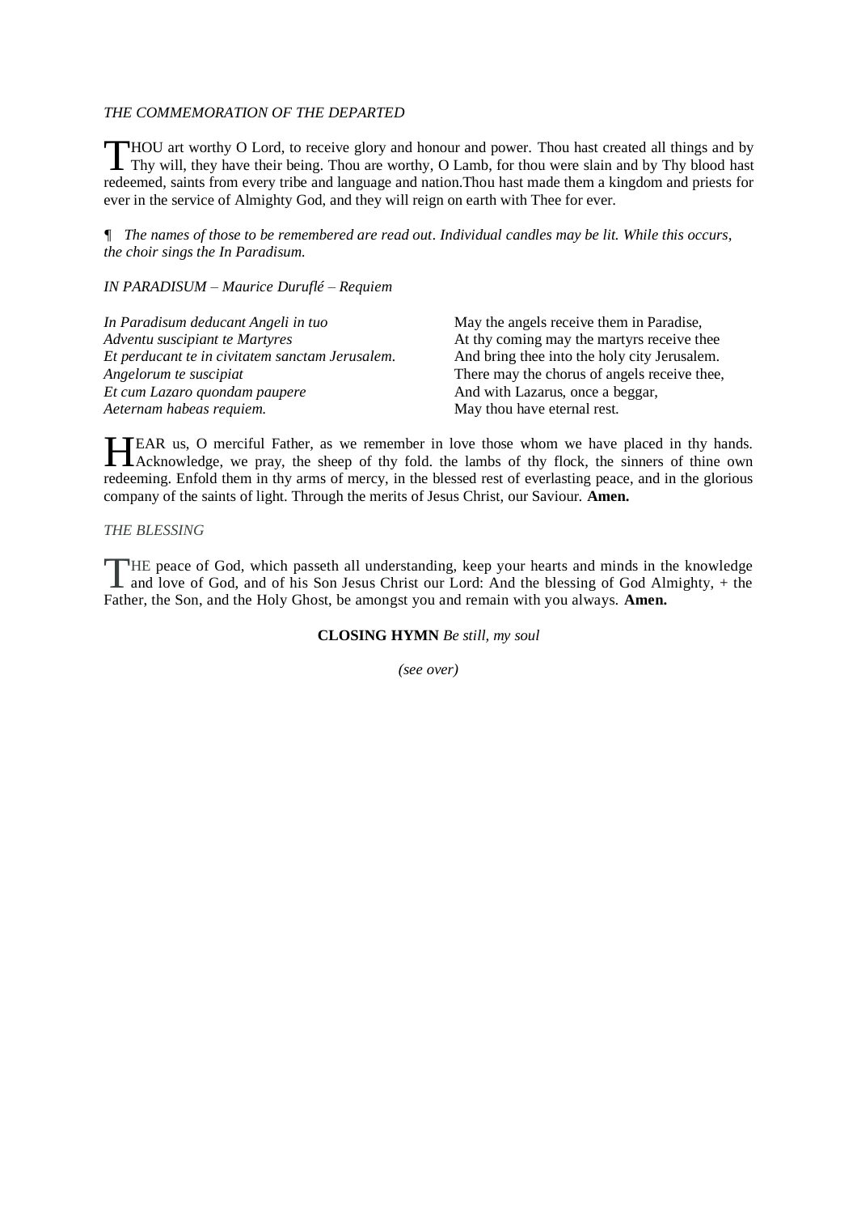*THE COMMEMORATION OF THE DEPARTED*

THOU art worthy O Lord, to receive glory and honour and power. Thou hast created all things and by Thy will, they have their being. Thou are worthy, O Lamb, for thou were slain and by Thy blood hast redeemed, saints from every tribe and language and nation.Thou hast made them a kingdom and priests for ever in the service of Almighty God, and they will reign on earth with Thee for ever.

¶ *The names of those to be remembered are read out. Individual candles may be lit. While this occurs, the choir sings the In Paradisum.*

*IN PARADISUM – Maurice Duruflé – Requiem*

| | |
|---|---|
| *In Paradisum deducant Angeli in tuo* | May the angels receive them in Paradise, |
| *Adventu suscipiant te Martyres* | At thy coming may the martyrs receive thee |
| *Et perducant te in civitatem sanctam Jerusalem.* | And bring thee into the holy city Jerusalem. |
| *Angelorum te suscipiat* | There may the chorus of angels receive thee, |
| *Et cum Lazaro quondam paupere* | And with Lazarus, once a beggar, |
| *Aeternam habeas requiem.* | May thou have eternal rest. |

HEAR us, O merciful Father, as we remember in love those whom we have placed in thy hands. Acknowledge, we pray, the sheep of thy fold. the lambs of thy flock, the sinners of thine own redeeming. Enfold them in thy arms of mercy, in the blessed rest of everlasting peace, and in the glorious company of the saints of light. Through the merits of Jesus Christ, our Saviour. **Amen.**

*THE BLESSING*

THE peace of God, which passeth all understanding, keep your hearts and minds in the knowledge and love of God, and of his Son Jesus Christ our Lord: And the blessing of God Almighty, + the Father, the Son, and the Holy Ghost, be amongst you and remain with you always. **Amen.**

**CLOSING HYMN** *Be still, my soul*

*(see over)*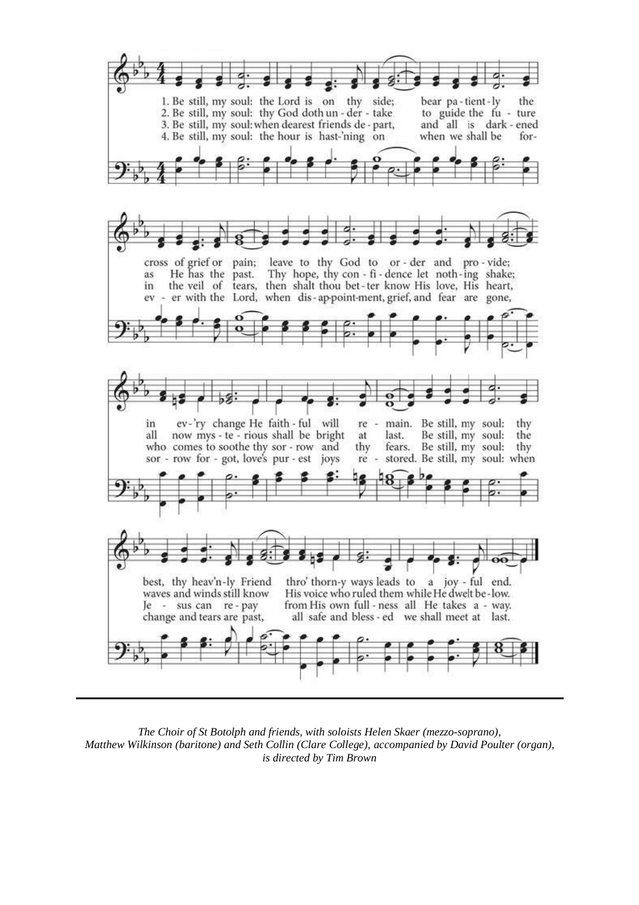1. Be still, my soul: the Lord is on thy side; bear pa - tient - ly the cross of grief or pain; leave to thy God to or - der and pro - vide; in ev - 'ry change He faith - ful will re - main. Be still, my soul: thy best, thy heav'n-ly Friend thro' thorn-y ways leads to a joy - ful end.

2. Be still, my soul: thy God doth un - der - take to guide the fu - ture as He has the past. Thy hope, thy con - fi - dence let noth - ing shake; all now mys - te - rious shall be bright at last. Be still, my soul: the waves and winds still know His voice who ruled them while He dwelt be - low.

3. Be still, my soul: when dearest friends de - part, and all is dark - ened in the veil of tears, then shalt thou bet - ter know His love, His heart, who comes to soothe thy sor - row and thy fears. Be still, my soul: thy Je - sus can re - pay from His own full - ness all He takes a - way.

4. Be still, my soul: the hour is hast-'ning on when we shall be for - ev - er with the Lord, when dis - ap - point - ment, grief, and fear are gone, sor - row for - got, love's pur - est joys re - stored. Be still, my soul: when change and tears are past, all safe and bless - ed we shall meet at last.

---

*The Choir of St Botolph and friends, with soloists Helen Skaer (mezzo-soprano), Matthew Wilkinson (baritone) and Seth Collin (Clare College), accompanied by David Poulter (organ), is directed by Tim Brown*